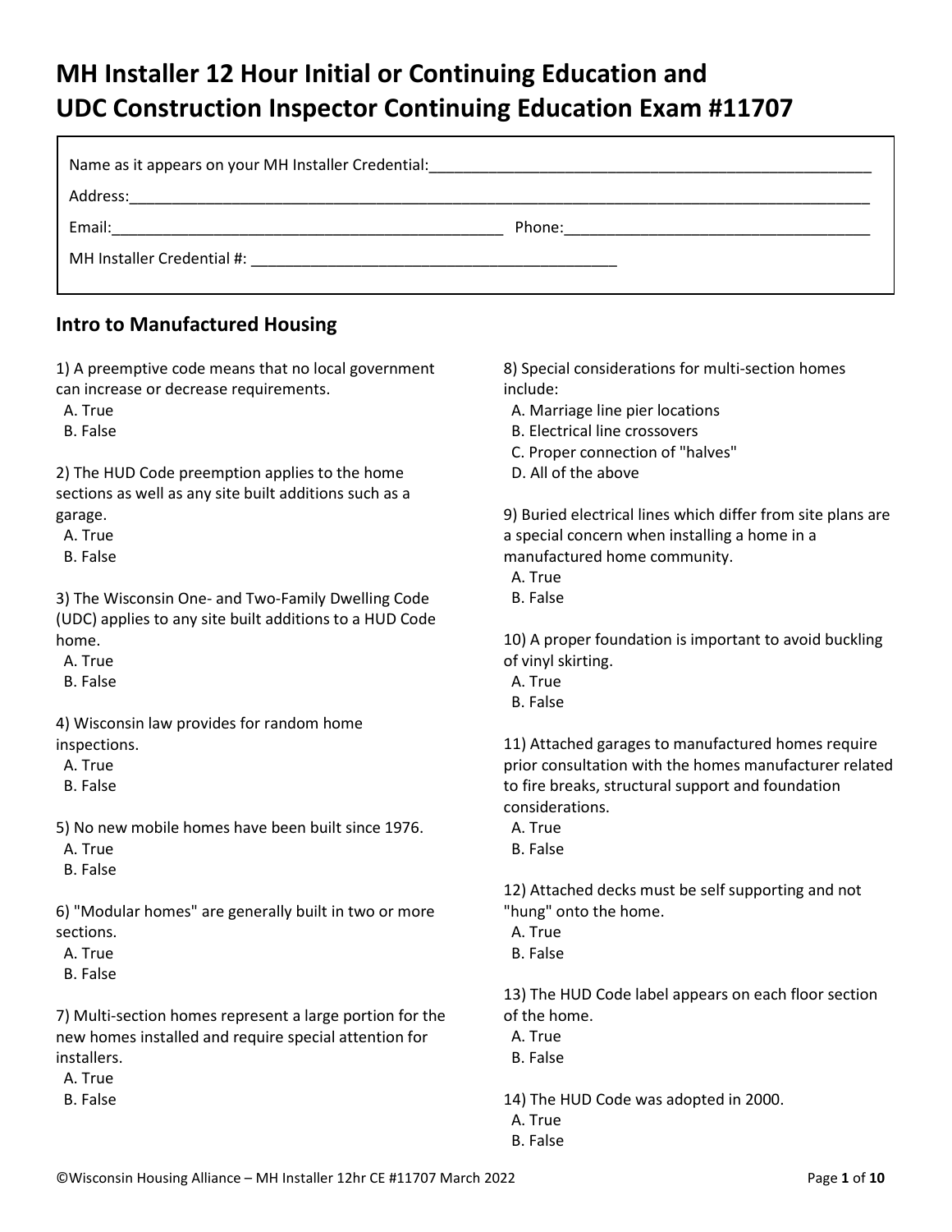# MH Installer 12 Hour Initial or Continuing Education and UDC Construction Inspector Continuing Education Exam #11707

Name as it appears on your MH Installer Credential:_______________________________________________

Address:_______________________________________________________________________________

Email:_____________________________________________ Phone:__________________________________

MH Installer Credential #: ___________________________________________

## Intro to Manufactured Housing

1) A preemptive code means that no local government can increase or decrease requirements.
  A. True
  B. False

2) The HUD Code preemption applies to the home sections as well as any site built additions such as a garage.
  A. True
  B. False

3) The Wisconsin One- and Two-Family Dwelling Code (UDC) applies to any site built additions to a HUD Code home.
  A. True
  B. False

4) Wisconsin law provides for random home inspections.
  A. True
  B. False

5) No new mobile homes have been built since 1976.
  A. True
  B. False

6) "Modular homes" are generally built in two or more sections.
  A. True
  B. False

7) Multi-section homes represent a large portion for the new homes installed and require special attention for installers.
  A. True
  B. False

8) Special considerations for multi-section homes include:
  A. Marriage line pier locations
  B. Electrical line crossovers
  C. Proper connection of "halves"
  D. All of the above

9) Buried electrical lines which differ from site plans are a special concern when installing a home in a manufactured home community.
  A. True
  B. False

10) A proper foundation is important to avoid buckling of vinyl skirting.
  A. True
  B. False

11) Attached garages to manufactured homes require prior consultation with the homes manufacturer related to fire breaks, structural support and foundation considerations.
  A. True
  B. False

12) Attached decks must be self supporting and not "hung" onto the home.
  A. True
  B. False

13) The HUD Code label appears on each floor section of the home.
  A. True
  B. False

14) The HUD Code was adopted in 2000.
  A. True
  B. False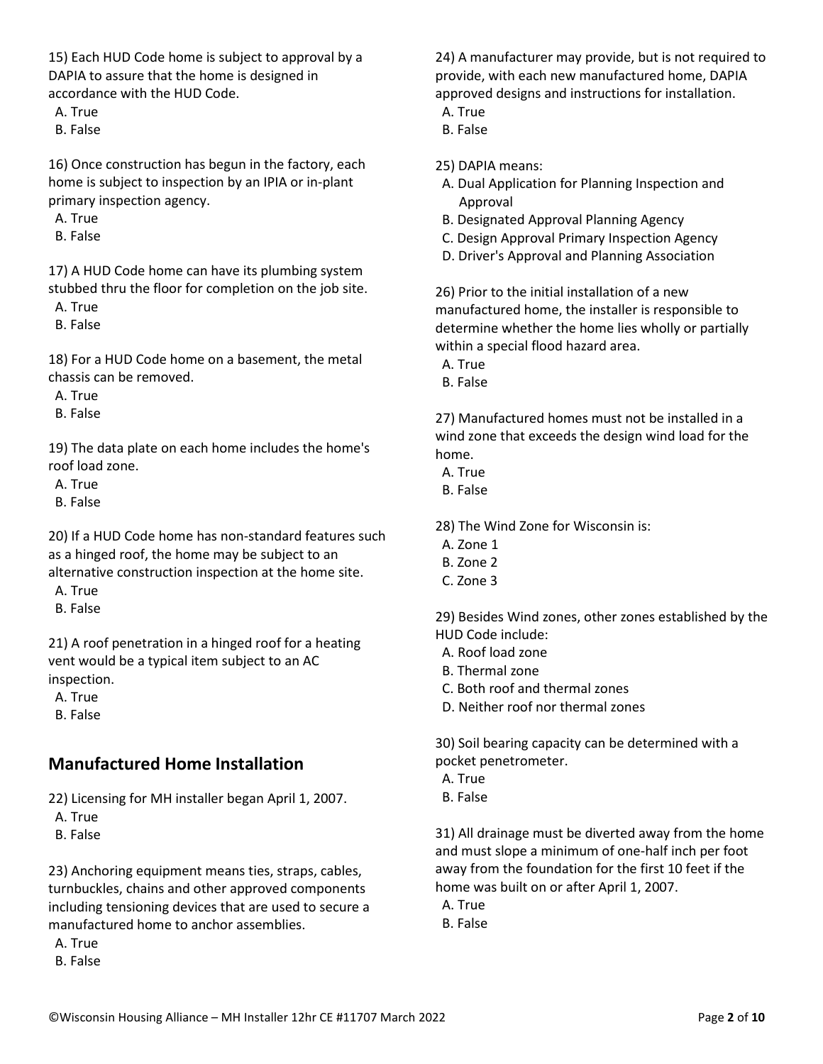15) Each HUD Code home is subject to approval by a DAPIA to assure that the home is designed in accordance with the HUD Code.

A. True
B. False

16) Once construction has begun in the factory, each home is subject to inspection by an IPIA or in-plant primary inspection agency.

A. True
B. False

17) A HUD Code home can have its plumbing system stubbed thru the floor for completion on the job site.

A. True
B. False

18) For a HUD Code home on a basement, the metal chassis can be removed.

A. True
B. False

19) The data plate on each home includes the home's roof load zone.

A. True
B. False

20) If a HUD Code home has non-standard features such as a hinged roof, the home may be subject to an alternative construction inspection at the home site.

A. True
B. False

21) A roof penetration in a hinged roof for a heating vent would be a typical item subject to an AC inspection.

A. True
B. False

## Manufactured Home Installation

22) Licensing for MH installer began April 1, 2007.

A. True
B. False

23) Anchoring equipment means ties, straps, cables, turnbuckles, chains and other approved components including tensioning devices that are used to secure a manufactured home to anchor assemblies.

A. True
B. False

24) A manufacturer may provide, but is not required to provide, with each new manufactured home, DAPIA approved designs and instructions for installation.

A. True
B. False

25) DAPIA means:

A. Dual Application for Planning Inspection and Approval
B. Designated Approval Planning Agency
C. Design Approval Primary Inspection Agency
D. Driver's Approval and Planning Association

26) Prior to the initial installation of a new manufactured home, the installer is responsible to determine whether the home lies wholly or partially within a special flood hazard area.

A. True
B. False

27) Manufactured homes must not be installed in a wind zone that exceeds the design wind load for the home.

A. True
B. False

28) The Wind Zone for Wisconsin is:

A. Zone 1
B. Zone 2
C. Zone 3

29) Besides Wind zones, other zones established by the HUD Code include:

A. Roof load zone
B. Thermal zone
C. Both roof and thermal zones
D. Neither roof nor thermal zones

30) Soil bearing capacity can be determined with a pocket penetrometer.

A. True
B. False

31) All drainage must be diverted away from the home and must slope a minimum of one-half inch per foot away from the foundation for the first 10 feet if the home was built on or after April 1, 2007.

A. True
B. False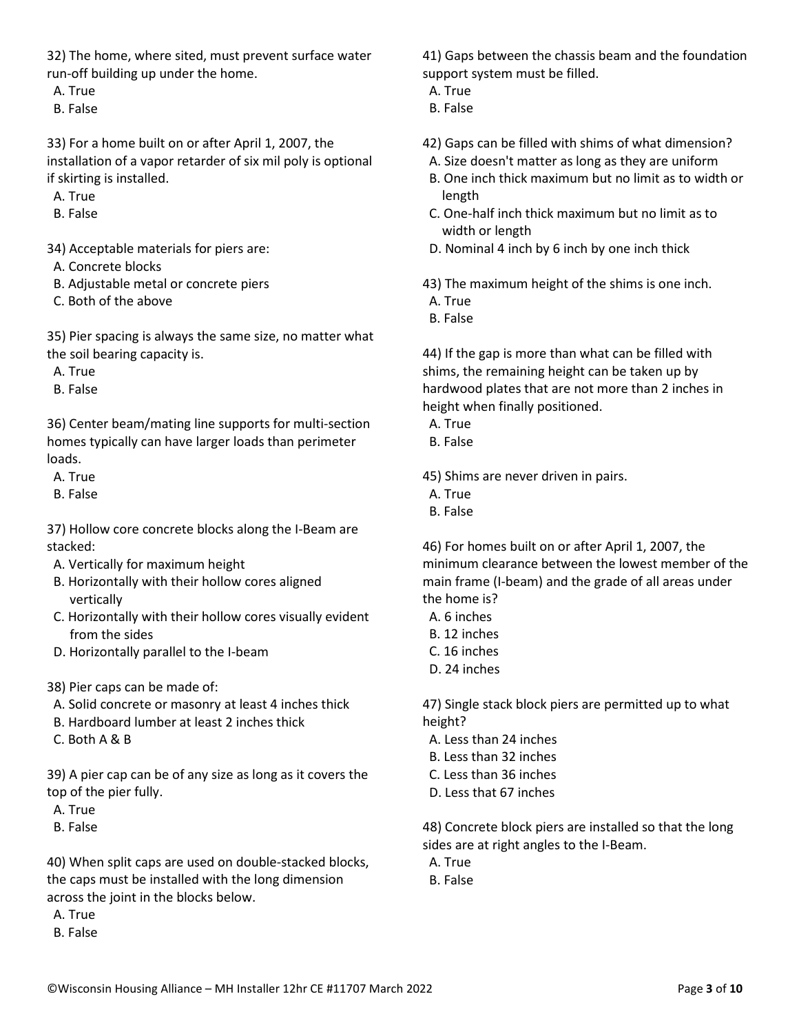32) The home, where sited, must prevent surface water run-off building up under the home.

A. True
B. False

33) For a home built on or after April 1, 2007, the installation of a vapor retarder of six mil poly is optional if skirting is installed.

A. True
B. False

34) Acceptable materials for piers are:

A. Concrete blocks
B. Adjustable metal or concrete piers
C. Both of the above

35) Pier spacing is always the same size, no matter what the soil bearing capacity is.

A. True
B. False

36) Center beam/mating line supports for multi-section homes typically can have larger loads than perimeter loads.

A. True
B. False

37) Hollow core concrete blocks along the I-Beam are stacked:

A. Vertically for maximum height
B. Horizontally with their hollow cores aligned vertically
C. Horizontally with their hollow cores visually evident from the sides
D. Horizontally parallel to the I-beam

38) Pier caps can be made of:

A. Solid concrete or masonry at least 4 inches thick
B. Hardboard lumber at least 2 inches thick
C. Both A & B

39) A pier cap can be of any size as long as it covers the top of the pier fully.

A. True
B. False

40) When split caps are used on double-stacked blocks, the caps must be installed with the long dimension across the joint in the blocks below.

A. True
B. False

41) Gaps between the chassis beam and the foundation support system must be filled.

A. True
B. False

42) Gaps can be filled with shims of what dimension?

A. Size doesn't matter as long as they are uniform
B. One inch thick maximum but no limit as to width or length
C. One-half inch thick maximum but no limit as to width or length
D. Nominal 4 inch by 6 inch by one inch thick

43) The maximum height of the shims is one inch.

A. True
B. False

44) If the gap is more than what can be filled with shims, the remaining height can be taken up by hardwood plates that are not more than 2 inches in height when finally positioned.

A. True
B. False

45) Shims are never driven in pairs.

A. True
B. False

46) For homes built on or after April 1, 2007, the minimum clearance between the lowest member of the main frame (I-beam) and the grade of all areas under the home is?

A. 6 inches
B. 12 inches
C. 16 inches
D. 24 inches

47) Single stack block piers are permitted up to what height?

A. Less than 24 inches
B. Less than 32 inches
C. Less than 36 inches
D. Less that 67 inches

48) Concrete block piers are installed so that the long sides are at right angles to the I-Beam.

A. True
B. False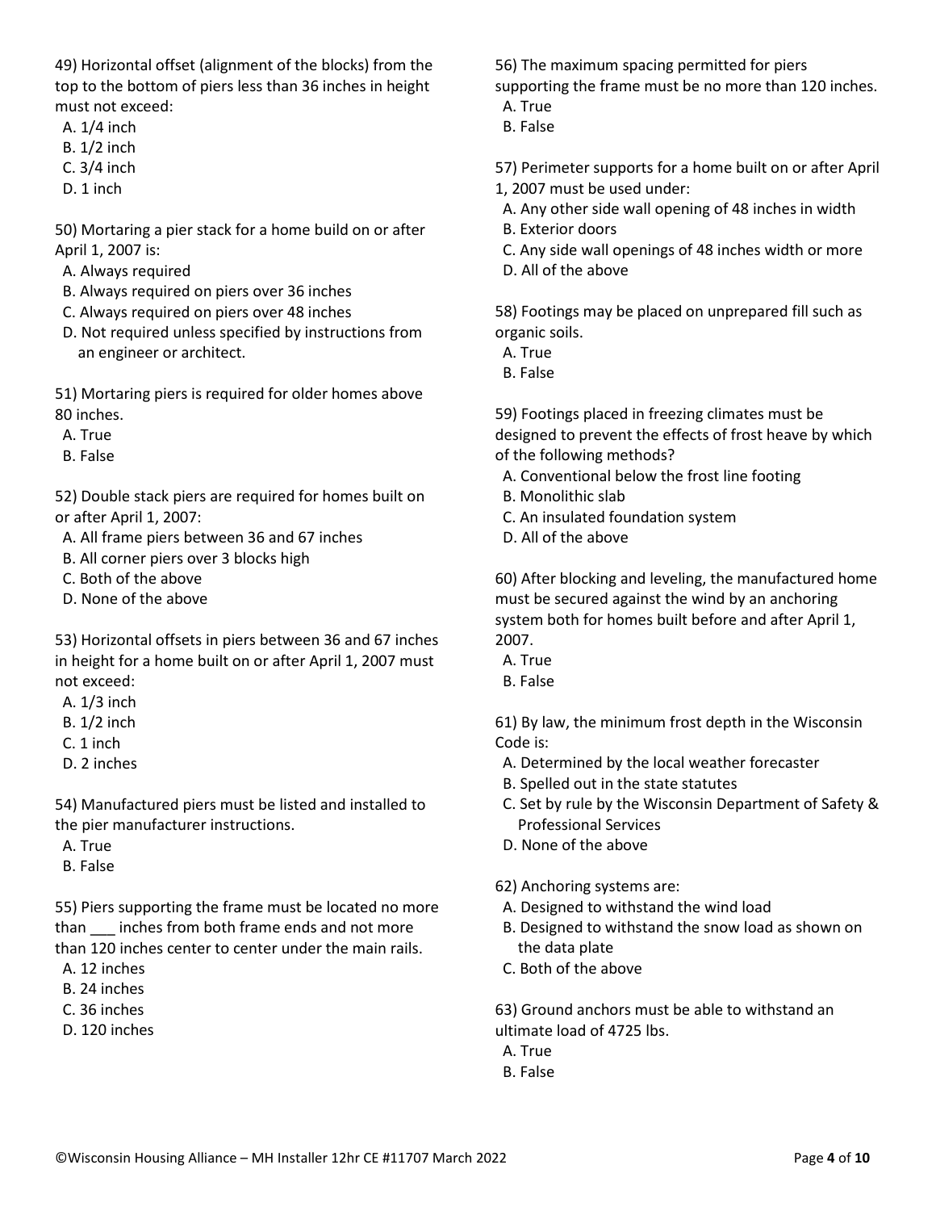49) Horizontal offset (alignment of the blocks) from the top to the bottom of piers less than 36 inches in height must not exceed:

A. 1/4 inch
B. 1/2 inch
C. 3/4 inch
D. 1 inch

50) Mortaring a pier stack for a home build on or after April 1, 2007 is:

A. Always required
B. Always required on piers over 36 inches
C. Always required on piers over 48 inches
D. Not required unless specified by instructions from an engineer or architect.

51) Mortaring piers is required for older homes above 80 inches.

A. True
B. False

52) Double stack piers are required for homes built on or after April 1, 2007:

A. All frame piers between 36 and 67 inches
B. All corner piers over 3 blocks high
C. Both of the above
D. None of the above

53) Horizontal offsets in piers between 36 and 67 inches in height for a home built on or after April 1, 2007 must not exceed:

A. 1/3 inch
B. 1/2 inch
C. 1 inch
D. 2 inches

54) Manufactured piers must be listed and installed to the pier manufacturer instructions.

A. True
B. False

55) Piers supporting the frame must be located no more than ___ inches from both frame ends and not more than 120 inches center to center under the main rails.

A. 12 inches
B. 24 inches
C. 36 inches
D. 120 inches

56) The maximum spacing permitted for piers supporting the frame must be no more than 120 inches.

A. True
B. False

57) Perimeter supports for a home built on or after April 1, 2007 must be used under:

A. Any other side wall opening of 48 inches in width
B. Exterior doors
C. Any side wall openings of 48 inches width or more
D. All of the above

58) Footings may be placed on unprepared fill such as organic soils.

A. True
B. False

59) Footings placed in freezing climates must be designed to prevent the effects of frost heave by which of the following methods?

A. Conventional below the frost line footing
B. Monolithic slab
C. An insulated foundation system
D. All of the above

60) After blocking and leveling, the manufactured home must be secured against the wind by an anchoring system both for homes built before and after April 1, 2007.

A. True
B. False

61) By law, the minimum frost depth in the Wisconsin Code is:

A. Determined by the local weather forecaster
B. Spelled out in the state statutes
C. Set by rule by the Wisconsin Department of Safety & Professional Services
D. None of the above

62) Anchoring systems are:

A. Designed to withstand the wind load
B. Designed to withstand the snow load as shown on the data plate
C. Both of the above

63) Ground anchors must be able to withstand an ultimate load of 4725 lbs.

A. True
B. False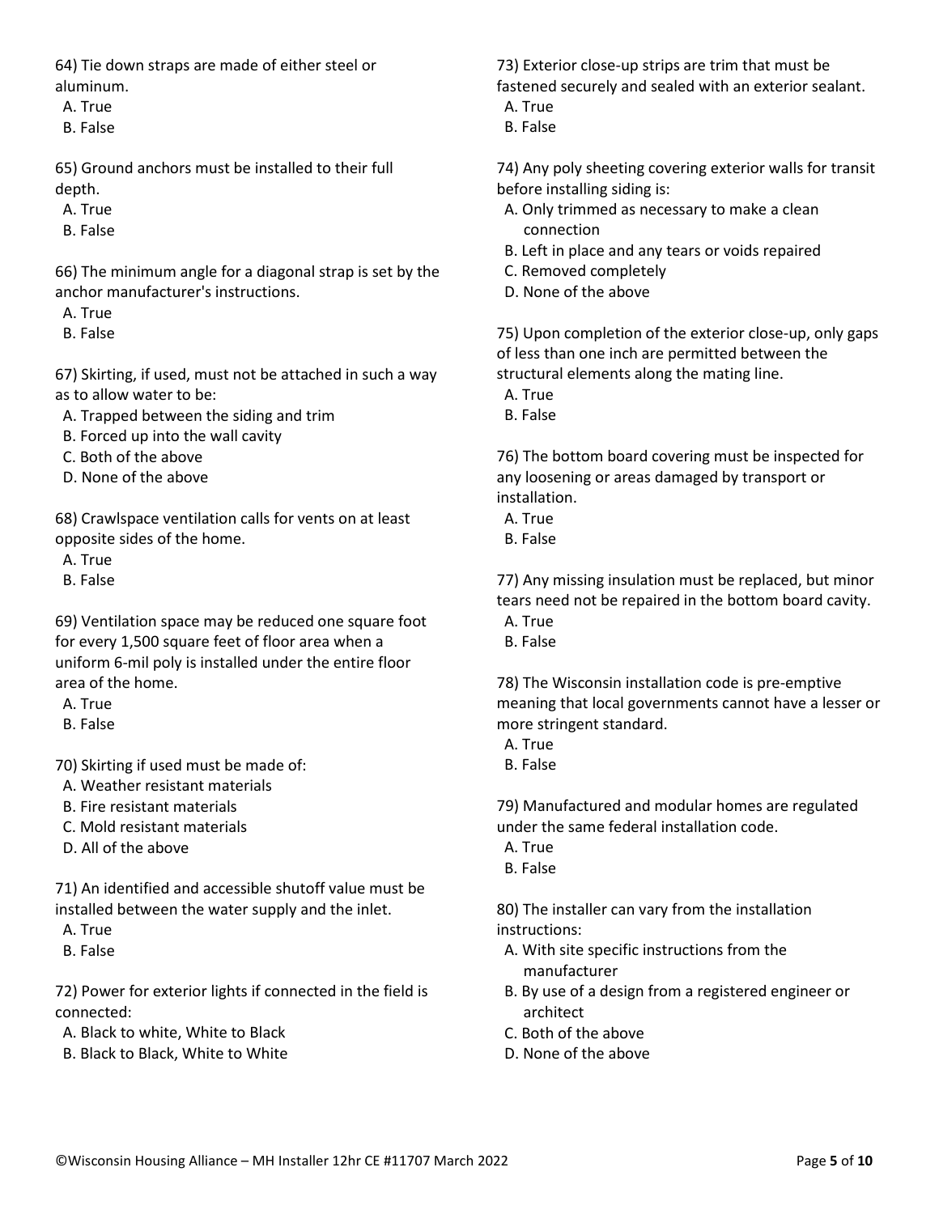64) Tie down straps are made of either steel or aluminum.

A. True
B. False

65) Ground anchors must be installed to their full depth.

A. True
B. False

66) The minimum angle for a diagonal strap is set by the anchor manufacturer's instructions.

A. True
B. False

67) Skirting, if used, must not be attached in such a way as to allow water to be:

A. Trapped between the siding and trim
B. Forced up into the wall cavity
C. Both of the above
D. None of the above

68) Crawlspace ventilation calls for vents on at least opposite sides of the home.

A. True
B. False

69) Ventilation space may be reduced one square foot for every 1,500 square feet of floor area when a uniform 6-mil poly is installed under the entire floor area of the home.

A. True
B. False

70) Skirting if used must be made of:

A. Weather resistant materials
B. Fire resistant materials
C. Mold resistant materials
D. All of the above

71) An identified and accessible shutoff value must be installed between the water supply and the inlet.

A. True
B. False

72) Power for exterior lights if connected in the field is connected:

A. Black to white, White to Black
B. Black to Black, White to White

73) Exterior close-up strips are trim that must be fastened securely and sealed with an exterior sealant.

A. True
B. False

74) Any poly sheeting covering exterior walls for transit before installing siding is:

A. Only trimmed as necessary to make a clean connection
B. Left in place and any tears or voids repaired
C. Removed completely
D. None of the above

75) Upon completion of the exterior close-up, only gaps of less than one inch are permitted between the structural elements along the mating line.

A. True
B. False

76) The bottom board covering must be inspected for any loosening or areas damaged by transport or installation.

A. True
B. False

77) Any missing insulation must be replaced, but minor tears need not be repaired in the bottom board cavity.

A. True
B. False

78) The Wisconsin installation code is pre-emptive meaning that local governments cannot have a lesser or more stringent standard.

A. True
B. False

79) Manufactured and modular homes are regulated under the same federal installation code.

A. True
B. False

80) The installer can vary from the installation instructions:

A. With site specific instructions from the manufacturer
B. By use of a design from a registered engineer or architect
C. Both of the above
D. None of the above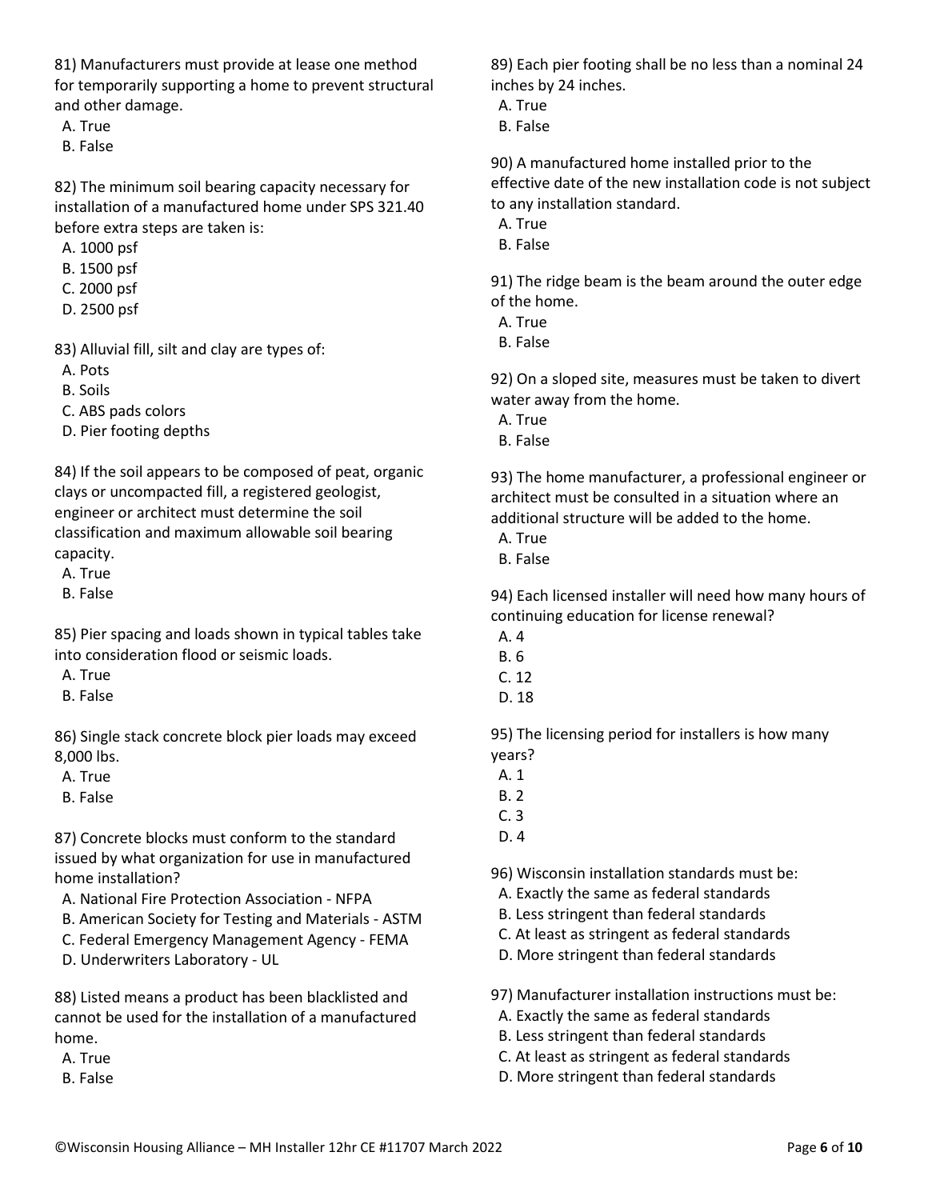81) Manufacturers must provide at lease one method for temporarily supporting a home to prevent structural and other damage.

A. True
B. False

82) The minimum soil bearing capacity necessary for installation of a manufactured home under SPS 321.40 before extra steps are taken is:

A. 1000 psf
B. 1500 psf
C. 2000 psf
D. 2500 psf

83) Alluvial fill, silt and clay are types of:

A. Pots
B. Soils
C. ABS pads colors
D. Pier footing depths

84) If the soil appears to be composed of peat, organic clays or uncompacted fill, a registered geologist, engineer or architect must determine the soil classification and maximum allowable soil bearing capacity.

A. True
B. False

85) Pier spacing and loads shown in typical tables take into consideration flood or seismic loads.

A. True
B. False

86) Single stack concrete block pier loads may exceed 8,000 lbs.

A. True
B. False

87) Concrete blocks must conform to the standard issued by what organization for use in manufactured home installation?

A. National Fire Protection Association - NFPA
B. American Society for Testing and Materials - ASTM
C. Federal Emergency Management Agency - FEMA
D. Underwriters Laboratory - UL

88) Listed means a product has been blacklisted and cannot be used for the installation of a manufactured home.

A. True
B. False

89) Each pier footing shall be no less than a nominal 24 inches by 24 inches.

A. True
B. False

90) A manufactured home installed prior to the effective date of the new installation code is not subject to any installation standard.

A. True
B. False

91) The ridge beam is the beam around the outer edge of the home.

A. True
B. False

92) On a sloped site, measures must be taken to divert water away from the home.

A. True
B. False

93) The home manufacturer, a professional engineer or architect must be consulted in a situation where an additional structure will be added to the home.

A. True
B. False

94) Each licensed installer will need how many hours of continuing education for license renewal?

A. 4
B. 6
C. 12
D. 18

95) The licensing period for installers is how many years?

A. 1
B. 2
C. 3
D. 4

96) Wisconsin installation standards must be:

A. Exactly the same as federal standards
B. Less stringent than federal standards
C. At least as stringent as federal standards
D. More stringent than federal standards

97) Manufacturer installation instructions must be:

A. Exactly the same as federal standards
B. Less stringent than federal standards
C. At least as stringent as federal standards
D. More stringent than federal standards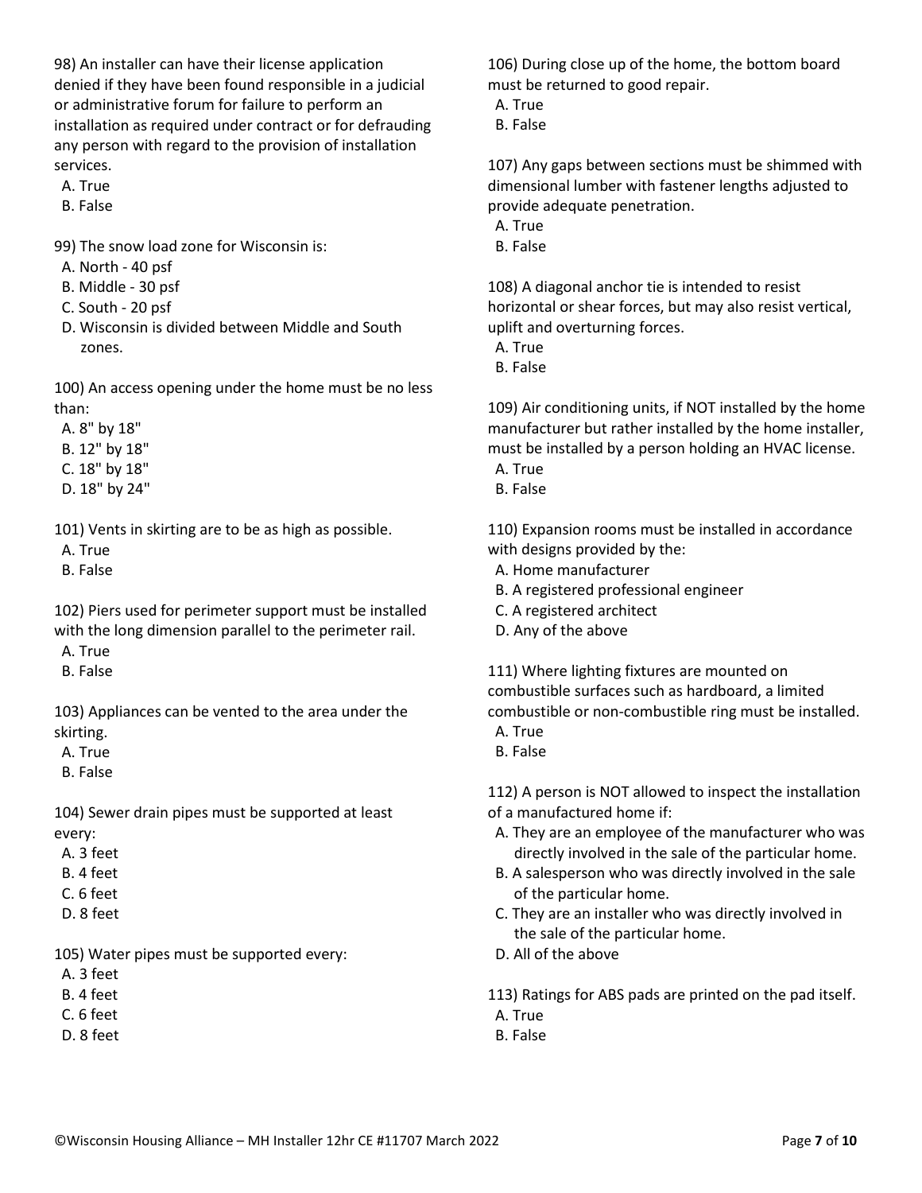98) An installer can have their license application denied if they have been found responsible in a judicial or administrative forum for failure to perform an installation as required under contract or for defrauding any person with regard to the provision of installation services.

A. True
B. False

99) The snow load zone for Wisconsin is:

A. North - 40 psf
B. Middle - 30 psf
C. South - 20 psf
D. Wisconsin is divided between Middle and South zones.

100) An access opening under the home must be no less than:

A. 8" by 18"
B. 12" by 18"
C. 18" by 18"
D. 18" by 24"

101) Vents in skirting are to be as high as possible.

A. True
B. False

102) Piers used for perimeter support must be installed with the long dimension parallel to the perimeter rail.

A. True
B. False

103) Appliances can be vented to the area under the skirting.

A. True
B. False

104) Sewer drain pipes must be supported at least every:

A. 3 feet
B. 4 feet
C. 6 feet
D. 8 feet

105) Water pipes must be supported every:

A. 3 feet
B. 4 feet
C. 6 feet
D. 8 feet

106) During close up of the home, the bottom board must be returned to good repair.

A. True
B. False

107) Any gaps between sections must be shimmed with dimensional lumber with fastener lengths adjusted to provide adequate penetration.

A. True
B. False

108) A diagonal anchor tie is intended to resist horizontal or shear forces, but may also resist vertical, uplift and overturning forces.

A. True
B. False

109) Air conditioning units, if NOT installed by the home manufacturer but rather installed by the home installer, must be installed by a person holding an HVAC license.

A. True
B. False

110) Expansion rooms must be installed in accordance with designs provided by the:

A. Home manufacturer
B. A registered professional engineer
C. A registered architect
D. Any of the above

111) Where lighting fixtures are mounted on combustible surfaces such as hardboard, a limited combustible or non-combustible ring must be installed.

A. True
B. False

112) A person is NOT allowed to inspect the installation of a manufactured home if:

A. They are an employee of the manufacturer who was directly involved in the sale of the particular home.
B. A salesperson who was directly involved in the sale of the particular home.
C. They are an installer who was directly involved in the sale of the particular home.
D. All of the above

113) Ratings for ABS pads are printed on the pad itself.

A. True
B. False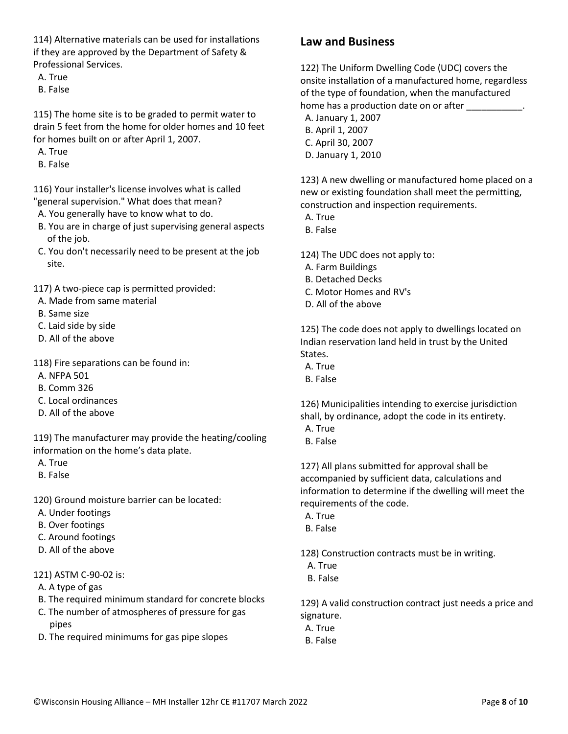114) Alternative materials can be used for installations if they are approved by the Department of Safety & Professional Services.

A. True
B. False

115) The home site is to be graded to permit water to drain 5 feet from the home for older homes and 10 feet for homes built on or after April 1, 2007.

A. True
B. False

116) Your installer's license involves what is called "general supervision." What does that mean?

A. You generally have to know what to do.
B. You are in charge of just supervising general aspects of the job.
C. You don't necessarily need to be present at the job site.

117) A two-piece cap is permitted provided:

A. Made from same material
B. Same size
C. Laid side by side
D. All of the above

118) Fire separations can be found in:

A. NFPA 501
B. Comm 326
C. Local ordinances
D. All of the above

119) The manufacturer may provide the heating/cooling information on the home's data plate.

A. True
B. False

120) Ground moisture barrier can be located:

A. Under footings
B. Over footings
C. Around footings
D. All of the above

121) ASTM C-90-02 is:

A. A type of gas
B. The required minimum standard for concrete blocks
C. The number of atmospheres of pressure for gas pipes
D. The required minimums for gas pipe slopes

## Law and Business

122) The Uniform Dwelling Code (UDC) covers the onsite installation of a manufactured home, regardless of the type of foundation, when the manufactured home has a production date on or after ___________.

A. January 1, 2007
B. April 1, 2007
C. April 30, 2007
D. January 1, 2010

123) A new dwelling or manufactured home placed on a new or existing foundation shall meet the permitting, construction and inspection requirements.

A. True
B. False

124) The UDC does not apply to:

A. Farm Buildings
B. Detached Decks
C. Motor Homes and RV's
D. All of the above

125) The code does not apply to dwellings located on Indian reservation land held in trust by the United States.

A. True
B. False

126) Municipalities intending to exercise jurisdiction shall, by ordinance, adopt the code in its entirety.

A. True
B. False

127) All plans submitted for approval shall be accompanied by sufficient data, calculations and information to determine if the dwelling will meet the requirements of the code.

A. True
B. False

128) Construction contracts must be in writing.

A. True
B. False

129) A valid construction contract just needs a price and signature.

A. True
B. False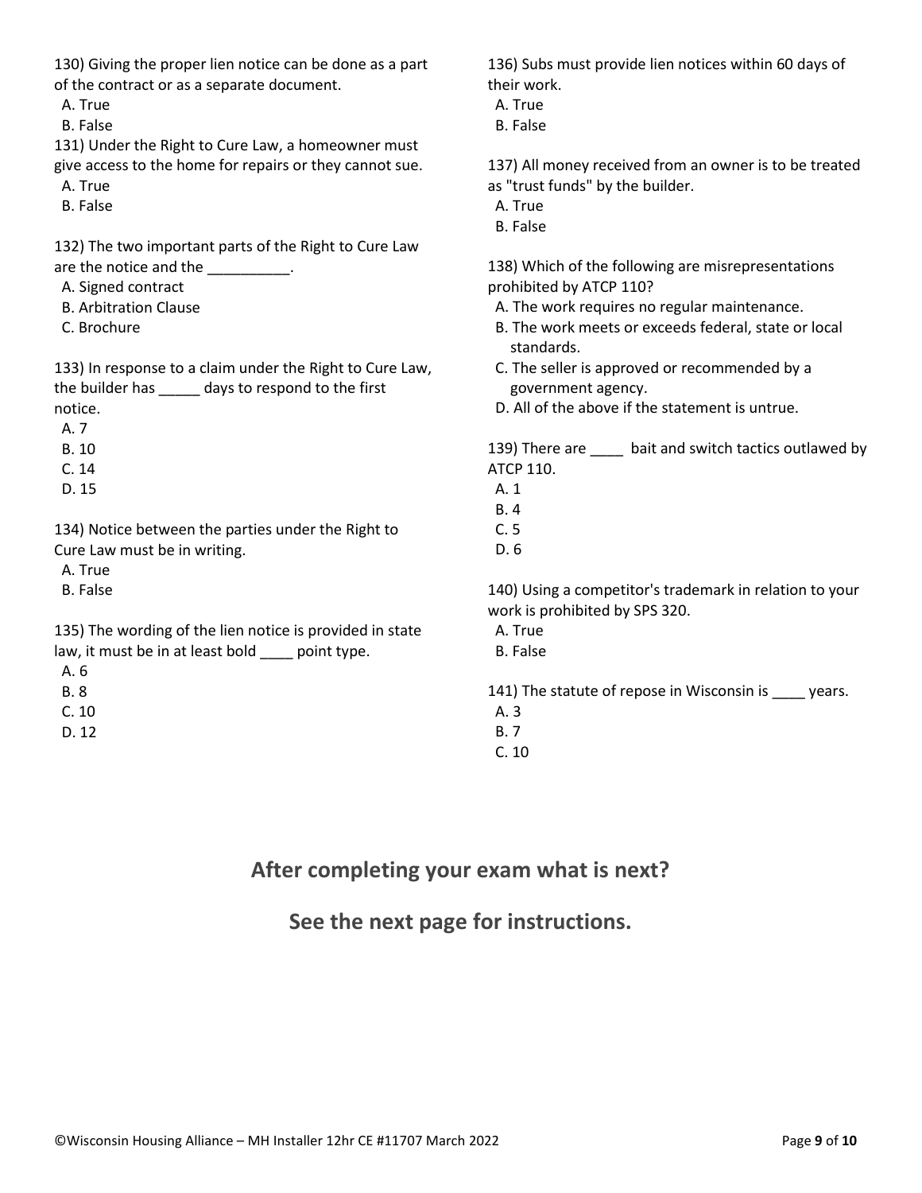130) Giving the proper lien notice can be done as a part of the contract or as a separate document.
 A. True
 B. False

131) Under the Right to Cure Law, a homeowner must give access to the home for repairs or they cannot sue.
 A. True
 B. False

132) The two important parts of the Right to Cure Law are the notice and the __________.
 A. Signed contract
 B. Arbitration Clause
 C. Brochure

133) In response to a claim under the Right to Cure Law, the builder has _____ days to respond to the first notice.
 A. 7
 B. 10
 C. 14
 D. 15

134) Notice between the parties under the Right to Cure Law must be in writing.
 A. True
 B. False

135) The wording of the lien notice is provided in state law, it must be in at least bold ____ point type.
 A. 6
 B. 8
 C. 10
 D. 12

136) Subs must provide lien notices within 60 days of their work.
 A. True
 B. False

137) All money received from an owner is to be treated as "trust funds" by the builder.
 A. True
 B. False

138) Which of the following are misrepresentations prohibited by ATCP 110?
 A. The work requires no regular maintenance.
 B. The work meets or exceeds federal, state or local standards.
 C. The seller is approved or recommended by a government agency.
 D. All of the above if the statement is untrue.

139) There are ____ bait and switch tactics outlawed by ATCP 110.
 A. 1
 B. 4
 C. 5
 D. 6

140) Using a competitor's trademark in relation to your work is prohibited by SPS 320.
 A. True
 B. False

141) The statute of repose in Wisconsin is ____ years.
 A. 3
 B. 7
 C. 10

## After completing your exam what is next?

## See the next page for instructions.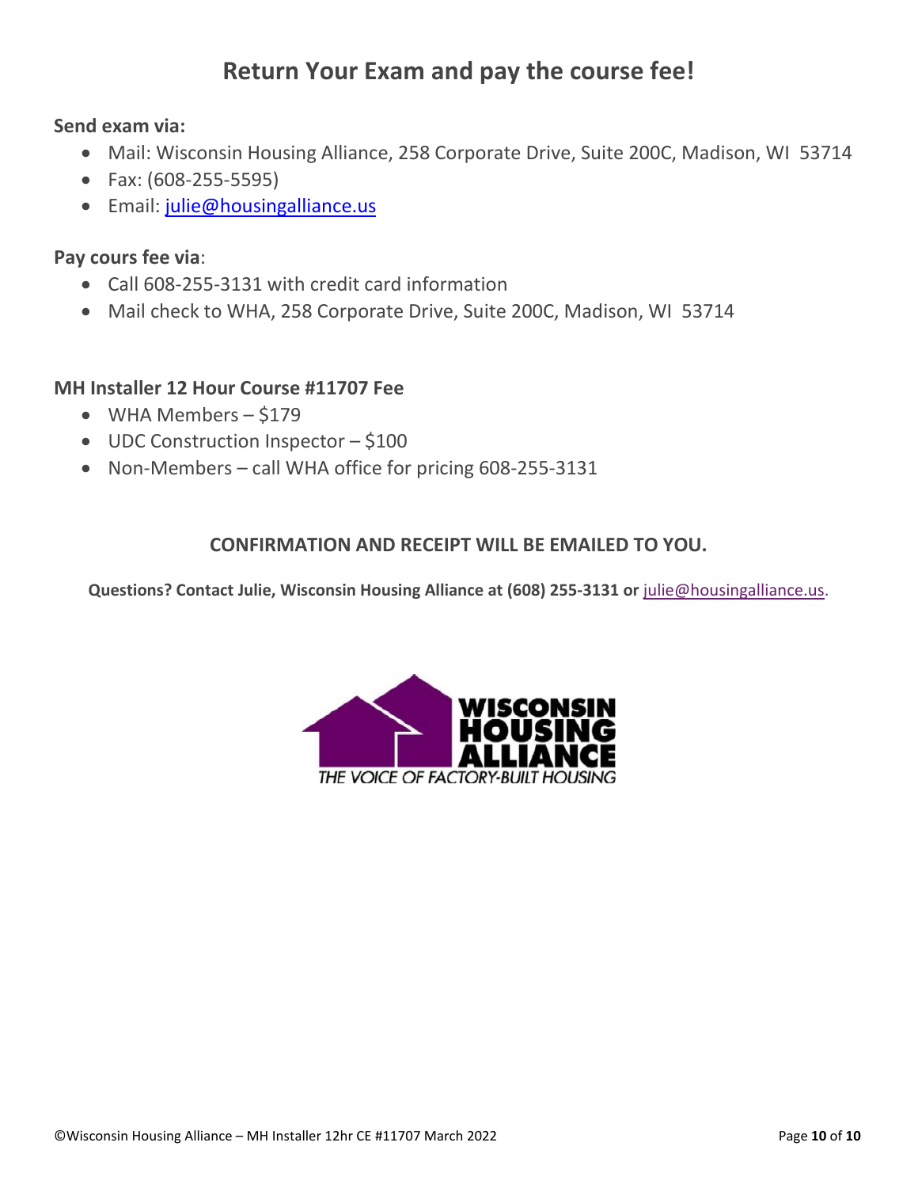# Return Your Exam and pay the course fee!

**Send exam via:**

- Mail: Wisconsin Housing Alliance, 258 Corporate Drive, Suite 200C, Madison, WI 53714
- Fax: (608-255-5595)
- Email: julie@housingalliance.us

**Pay cours fee via**:

- Call 608-255-3131 with credit card information
- Mail check to WHA, 258 Corporate Drive, Suite 200C, Madison, WI 53714

**MH Installer 12 Hour Course #11707 Fee**

- WHA Members – $179
- UDC Construction Inspector – $100
- Non-Members – call WHA office for pricing 608-255-3131

**CONFIRMATION AND RECEIPT WILL BE EMAILED TO YOU.**

**Questions? Contact Julie, Wisconsin Housing Alliance at (608) 255-3131 or** julie@housingalliance.us.

WISCONSIN HOUSING ALLIANCE

*THE VOICE OF FACTORY-BUILT HOUSING*